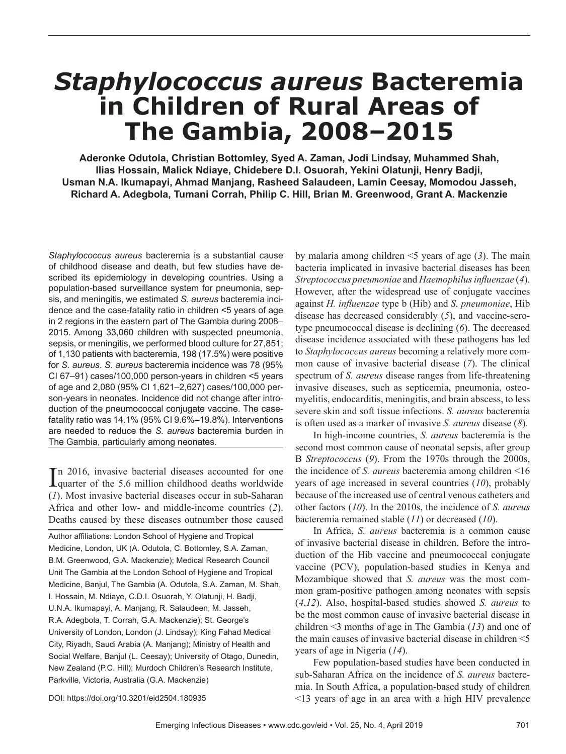# *Staphylococcus aureus* Bacteremia in Children of Rural Areas of The Gambia, 2008–2015

**Aderonke Odutola, Christian Bottomley, Syed A. Zaman, Jodi Lindsay, Muhammed Shah, Ilias Hossain, Malick Ndiaye, Chidebere D.I. Osuorah, Yekini Olatunji, Henry Badji, Usman N.A. Ikumapayi, Ahmad Manjang, Rasheed Salaudeen, Lamin Ceesay, Momodou Jasseh, Richard A. Adegbola, Tumani Corrah, Philip C. Hill, Brian M. Greenwood, Grant A. Mackenzie**

*Staphylococcus aureus* bacteremia is a substantial cause of childhood disease and death, but few studies have described its epidemiology in developing countries. Using a population-based surveillance system for pneumonia, sepsis, and meningitis, we estimated *S. aureus* bacteremia incidence and the case-fatality ratio in children <5 years of age in 2 regions in the eastern part of The Gambia during 2008–2015. Among 33,060 children with suspected pneumonia, sepsis, or meningitis, we performed blood culture for 27,851; of 1,130 patients with bacteremia, 198 (17.5%) were positive for *S. aureus*. *S. aureus* bacteremia incidence was 78 (95% CI 67–91) cases/100,000 person-years in children <5 years of age and 2,080 (95% CI 1,621–2,627) cases/100,000 person-years in neonates. Incidence did not change after introduction of the pneumococcal conjugate vaccine. The case-fatality ratio was 14.1% (95% CI 9.6%–19.8%). Interventions are needed to reduce the *S. aureus* bacteremia burden in The Gambia, particularly among neonates.

In 2016, invasive bacterial diseases accounted for one quarter of the 5.6 million childhood deaths worldwide (*1*). Most invasive bacterial diseases occur in sub-Saharan Africa and other low- and middle-income countries (*2*). Deaths caused by these diseases outnumber those caused by malaria among children <5 years of age (*3*). The main bacteria implicated in invasive bacterial diseases has been *Streptococcus pneumoniae* and *Haemophilus influenzae* (*4*). However, after the widespread use of conjugate vaccines against *H. influenzae* type b (Hib) and *S. pneumoniae*, Hib disease has decreased considerably (*5*), and vaccine-serotype pneumococcal disease is declining (*6*). The decreased disease incidence associated with these pathogens has led to *Staphylococcus aureus* becoming a relatively more common cause of invasive bacterial disease (*7*). The clinical spectrum of *S. aureus* disease ranges from life-threatening invasive diseases, such as septicemia, pneumonia, osteomyelitis, endocarditis, meningitis, and brain abscess, to less severe skin and soft tissue infections. *S. aureus* bacteremia is often used as a marker of invasive *S. aureus* disease (*8*).

In high-income countries, *S. aureus* bacteremia is the second most common cause of neonatal sepsis, after group B *Streptococcus* (*9*). From the 1970s through the 2000s, the incidence of *S. aureus* bacteremia among children <16 years of age increased in several countries (*10*), probably because of the increased use of central venous catheters and other factors (*10*). In the 2010s, the incidence of *S. aureus* bacteremia remained stable (*11*) or decreased (*10*).

In Africa, *S. aureus* bacteremia is a common cause of invasive bacterial disease in children. Before the introduction of the Hib vaccine and pneumococcal conjugate vaccine (PCV), population-based studies in Kenya and Mozambique showed that *S. aureus* was the most common gram-positive pathogen among neonates with sepsis (*4*,*12*). Also, hospital-based studies showed *S. aureus* to be the most common cause of invasive bacterial disease in children <3 months of age in The Gambia (*13*) and one of the main causes of invasive bacterial disease in children <5 years of age in Nigeria (*14*).

Few population-based studies have been conducted in sub-Saharan Africa on the incidence of *S. aureus* bacteremia. In South Africa, a population-based study of children <13 years of age in an area with a high HIV prevalence

Author affiliations: London School of Hygiene and Tropical Medicine, London, UK (A. Odutola, C. Bottomley, S.A. Zaman, B.M. Greenwood, G.A. Mackenzie); Medical Research Council Unit The Gambia at the London School of Hygiene and Tropical Medicine, Banjul, The Gambia (A. Odutola, S.A. Zaman, M. Shah, I. Hossain, M. Ndiaye, C.D.I. Osuorah, Y. Olatunji, H. Badji, U.N.A. Ikumapayi, A. Manjang, R. Salaudeen, M. Jasseh, R.A. Adegbola, T. Corrah, G.A. Mackenzie); St. George's University of London, London (J. Lindsay); King Fahad Medical City, Riyadh, Saudi Arabia (A. Manjang); Ministry of Health and Social Welfare, Banjul (L. Ceesay); University of Otago, Dunedin, New Zealand (P.C. Hill); Murdoch Children's Research Institute, Parkville, Victoria, Australia (G.A. Mackenzie)

DOI: https://doi.org/10.3201/eid2504.180935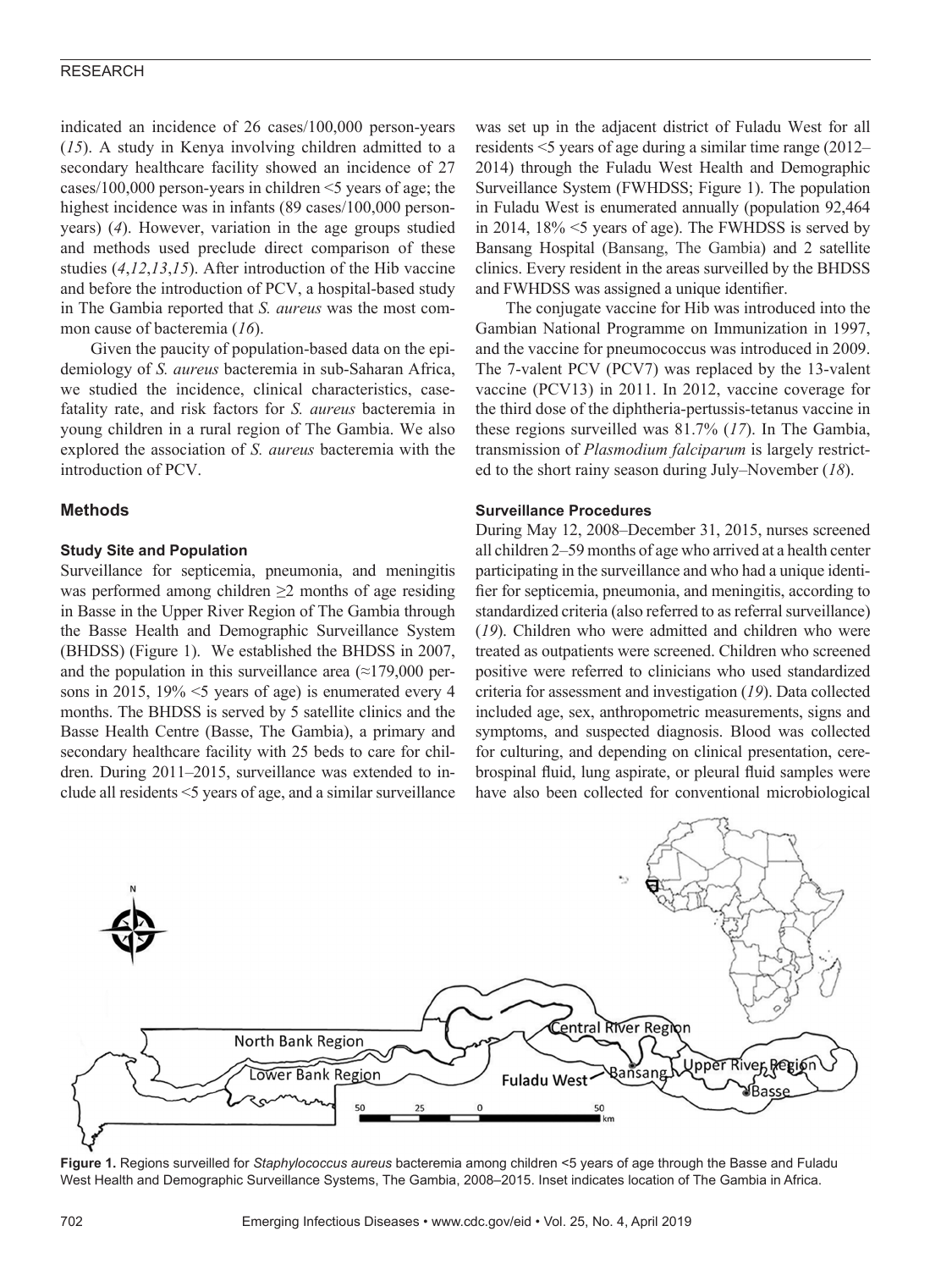indicated an incidence of 26 cases/100,000 person-years (*15*). A study in Kenya involving children admitted to a secondary healthcare facility showed an incidence of 27 cases/100,000 person-years in children <5 years of age; the highest incidence was in infants (89 cases/100,000 person-years) (*4*). However, variation in the age groups studied and methods used preclude direct comparison of these studies (*4*,*12*,*13*,*15*). After introduction of the Hib vaccine and before the introduction of PCV, a hospital-based study in The Gambia reported that *S. aureus* was the most common cause of bacteremia (*16*).

Given the paucity of population-based data on the epidemiology of *S. aureus* bacteremia in sub-Saharan Africa, we studied the incidence, clinical characteristics, case-fatality rate, and risk factors for *S. aureus* bacteremia in young children in a rural region of The Gambia. We also explored the association of *S. aureus* bacteremia with the introduction of PCV.

## Methods

### Study Site and Population

Surveillance for septicemia, pneumonia, and meningitis was performed among children ≥2 months of age residing in Basse in the Upper River Region of The Gambia through the Basse Health and Demographic Surveillance System (BHDSS) (Figure 1). We established the BHDSS in 2007, and the population in this surveillance area (≈179,000 persons in 2015, 19% <5 years of age) is enumerated every 4 months. The BHDSS is served by 5 satellite clinics and the Basse Health Centre (Basse, The Gambia), a primary and secondary healthcare facility with 25 beds to care for children. During 2011–2015, surveillance was extended to include all residents <5 years of age, and a similar surveillance was set up in the adjacent district of Fuladu West for all residents <5 years of age during a similar time range (2012–2014) through the Fuladu West Health and Demographic Surveillance System (FWHDSS; Figure 1). The population in Fuladu West is enumerated annually (population 92,464 in 2014, 18% <5 years of age). The FWHDSS is served by Bansang Hospital (Bansang, The Gambia) and 2 satellite clinics. Every resident in the areas surveilled by the BHDSS and FWHDSS was assigned a unique identifier.

The conjugate vaccine for Hib was introduced into the Gambian National Programme on Immunization in 1997, and the vaccine for pneumococcus was introduced in 2009. The 7-valent PCV (PCV7) was replaced by the 13-valent vaccine (PCV13) in 2011. In 2012, vaccine coverage for the third dose of the diphtheria-pertussis-tetanus vaccine in these regions surveilled was 81.7% (*17*). In The Gambia, transmission of *Plasmodium falciparum* is largely restricted to the short rainy season during July–November (*18*).

### Surveillance Procedures

During May 12, 2008–December 31, 2015, nurses screened all children 2–59 months of age who arrived at a health center participating in the surveillance and who had a unique identifier for septicemia, pneumonia, and meningitis, according to standardized criteria (also referred to as referral surveillance) (*19*). Children who were admitted and children who were treated as outpatients were screened. Children who screened positive were referred to clinicians who used standardized criteria for assessment and investigation (*19*). Data collected included age, sex, anthropometric measurements, signs and symptoms, and suspected diagnosis. Blood was collected for culturing, and depending on clinical presentation, cerebrospinal fluid, lung aspirate, or pleural fluid samples were have also been collected for conventional microbiological

**Figure 1.** Regions surveilled for *Staphylococcus aureus* bacteremia among children <5 years of age through the Basse and Fuladu West Health and Demographic Surveillance Systems, The Gambia, 2008–2015. Inset indicates location of The Gambia in Africa.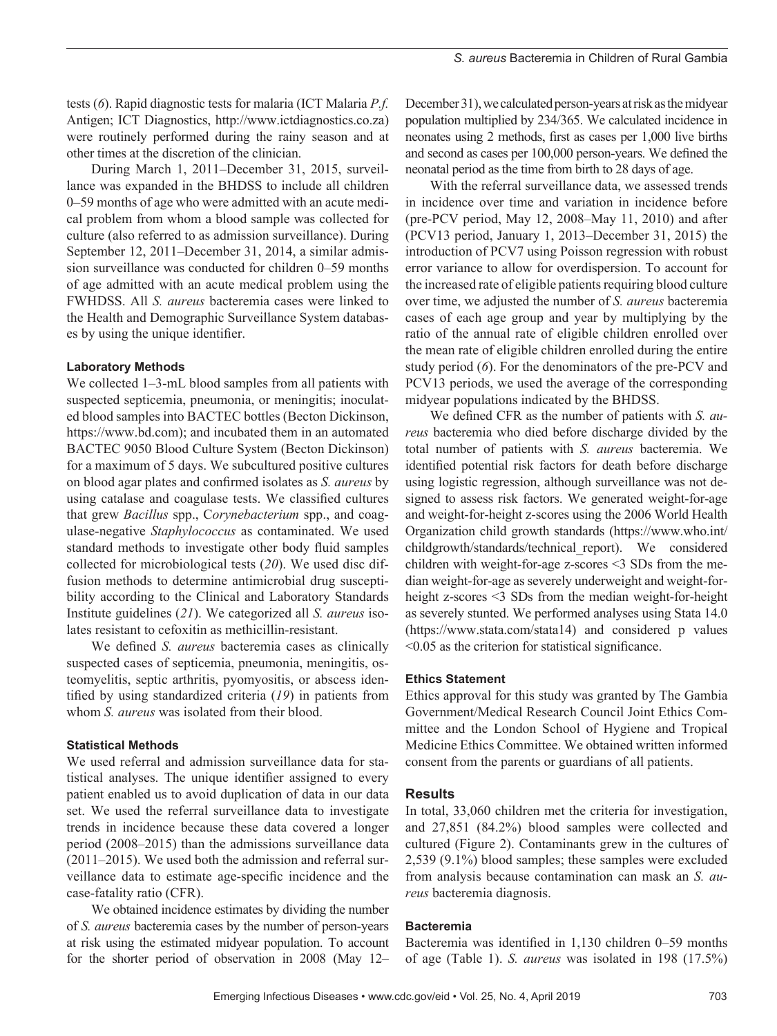tests (*6*). Rapid diagnostic tests for malaria (ICT Malaria *P.f.* Antigen; ICT Diagnostics, http://www.ictdiagnostics.co.za) were routinely performed during the rainy season and at other times at the discretion of the clinician.

During March 1, 2011–December 31, 2015, surveillance was expanded in the BHDSS to include all children 0–59 months of age who were admitted with an acute medical problem from whom a blood sample was collected for culture (also referred to as admission surveillance). During September 12, 2011–December 31, 2014, a similar admission surveillance was conducted for children 0–59 months of age admitted with an acute medical problem using the FWHDSS. All *S. aureus* bacteremia cases were linked to the Health and Demographic Surveillance System databases by using the unique identifier.

#### Laboratory Methods

We collected 1–3-mL blood samples from all patients with suspected septicemia, pneumonia, or meningitis; inoculated blood samples into BACTEC bottles (Becton Dickinson, https://www.bd.com); and incubated them in an automated BACTEC 9050 Blood Culture System (Becton Dickinson) for a maximum of 5 days. We subcultured positive cultures on blood agar plates and confirmed isolates as *S. aureus* by using catalase and coagulase tests. We classified cultures that grew *Bacillus* spp., *Corynebacterium* spp., and coagulase-negative *Staphylococcus* as contaminated. We used standard methods to investigate other body fluid samples collected for microbiological tests (*20*). We used disc diffusion methods to determine antimicrobial drug susceptibility according to the Clinical and Laboratory Standards Institute guidelines (*21*). We categorized all *S. aureus* isolates resistant to cefoxitin as methicillin-resistant.

We defined *S. aureus* bacteremia cases as clinically suspected cases of septicemia, pneumonia, meningitis, osteomyelitis, septic arthritis, pyomyositis, or abscess identified by using standardized criteria (*19*) in patients from whom *S. aureus* was isolated from their blood.

#### Statistical Methods

We used referral and admission surveillance data for statistical analyses. The unique identifier assigned to every patient enabled us to avoid duplication of data in our data set. We used the referral surveillance data to investigate trends in incidence because these data covered a longer period (2008–2015) than the admissions surveillance data (2011–2015). We used both the admission and referral surveillance data to estimate age-specific incidence and the case-fatality ratio (CFR).

We obtained incidence estimates by dividing the number of *S. aureus* bacteremia cases by the number of person-years at risk using the estimated midyear population. To account for the shorter period of observation in 2008 (May 12–December 31), we calculated person-years at risk as the midyear population multiplied by 234/365. We calculated incidence in neonates using 2 methods, first as cases per 1,000 live births and second as cases per 100,000 person-years. We defined the neonatal period as the time from birth to 28 days of age.

With the referral surveillance data, we assessed trends in incidence over time and variation in incidence before (pre-PCV period, May 12, 2008–May 11, 2010) and after (PCV13 period, January 1, 2013–December 31, 2015) the introduction of PCV7 using Poisson regression with robust error variance to allow for overdispersion. To account for the increased rate of eligible patients requiring blood culture over time, we adjusted the number of *S. aureus* bacteremia cases of each age group and year by multiplying by the ratio of the annual rate of eligible children enrolled over the mean rate of eligible children enrolled during the entire study period (*6*). For the denominators of the pre-PCV and PCV13 periods, we used the average of the corresponding midyear populations indicated by the BHDSS.

We defined CFR as the number of patients with *S. aureus* bacteremia who died before discharge divided by the total number of patients with *S. aureus* bacteremia. We identified potential risk factors for death before discharge using logistic regression, although surveillance was not designed to assess risk factors. We generated weight-for-age and weight-for-height z-scores using the 2006 World Health Organization child growth standards (https://www.who.int/childgrowth/standards/technical_report). We considered children with weight-for-age z-scores <3 SDs from the median weight-for-age as severely underweight and weight-for-height z-scores <3 SDs from the median weight-for-height as severely stunted. We performed analyses using Stata 14.0 (https://www.stata.com/stata14) and considered p values <0.05 as the criterion for statistical significance.

#### Ethics Statement

Ethics approval for this study was granted by The Gambia Government/Medical Research Council Joint Ethics Committee and the London School of Hygiene and Tropical Medicine Ethics Committee. We obtained written informed consent from the parents or guardians of all patients.

## Results

In total, 33,060 children met the criteria for investigation, and 27,851 (84.2%) blood samples were collected and cultured (Figure 2). Contaminants grew in the cultures of 2,539 (9.1%) blood samples; these samples were excluded from analysis because contamination can mask an *S. aureus* bacteremia diagnosis.

#### Bacteremia

Bacteremia was identified in 1,130 children 0–59 months of age (Table 1). *S. aureus* was isolated in 198 (17.5%)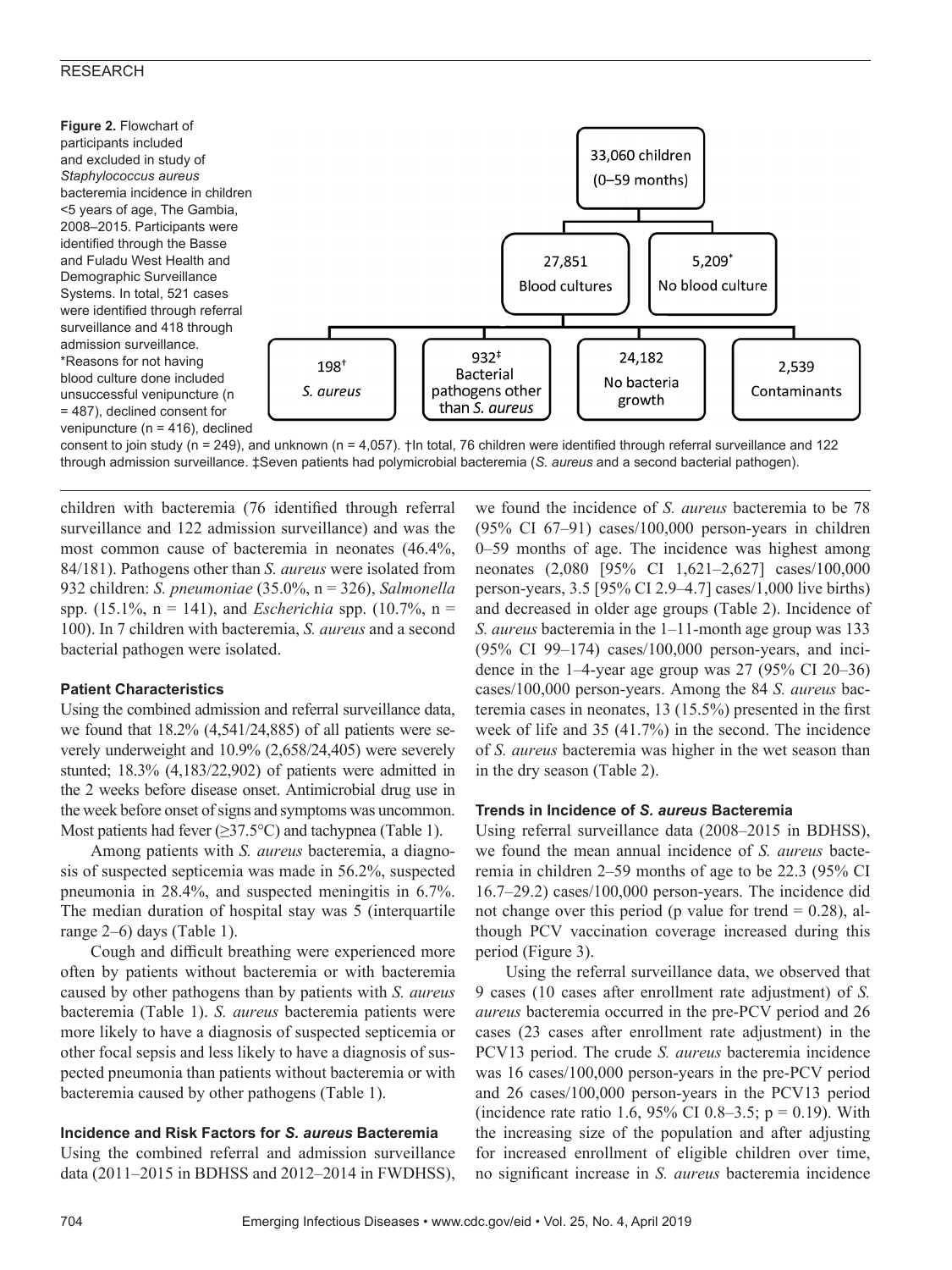**Figure 2.** Flowchart of participants included and excluded in study of *Staphylococcus aureus* bacteremia incidence in children <5 years of age, The Gambia, 2008–2015. Participants were identified through the Basse and Fuladu West Health and Demographic Surveillance Systems. In total, 521 cases were identified through referral surveillance and 418 through admission surveillance. *Reasons for not having blood culture done included unsuccessful venipuncture (n = 487), declined consent for venipuncture (n = 416), declined consent to join study (n = 249), and unknown (n = 4,057). †In total, 76 children were identified through referral surveillance and 122 through admission surveillance. ‡Seven patients had polymicrobial bacteremia (*S. aureus* and a second bacterial pathogen).

- 33,060 children (0–59 months)
  - 27,851 Blood cultures
    - 198† *S. aureus*
    - 932‡ Bacterial pathogens other than *S. aureus*
    - 24,182 No bacteria growth
    - 2,539 Contaminants
  - 5,209* No blood culture

children with bacteremia (76 identified through referral surveillance and 122 admission surveillance) and was the most common cause of bacteremia in neonates (46.4%, 84/181). Pathogens other than *S. aureus* were isolated from 932 children: *S. pneumoniae* (35.0%, n = 326), *Salmonella* spp. (15.1%, n = 141), and *Escherichia* spp. (10.7%, n = 100). In 7 children with bacteremia, *S. aureus* and a second bacterial pathogen were isolated.

### Patient Characteristics

Using the combined admission and referral surveillance data, we found that 18.2% (4,541/24,885) of all patients were severely underweight and 10.9% (2,658/24,405) were severely stunted; 18.3% (4,183/22,902) of patients were admitted in the 2 weeks before disease onset. Antimicrobial drug use in the week before onset of signs and symptoms was uncommon. Most patients had fever (≥37.5°C) and tachypnea (Table 1).

Among patients with *S. aureus* bacteremia, a diagnosis of suspected septicemia was made in 56.2%, suspected pneumonia in 28.4%, and suspected meningitis in 6.7%. The median duration of hospital stay was 5 (interquartile range 2–6) days (Table 1).

Cough and difficult breathing were experienced more often by patients without bacteremia or with bacteremia caused by other pathogens than by patients with *S. aureus* bacteremia (Table 1). *S. aureus* bacteremia patients were more likely to have a diagnosis of suspected septicemia or other focal sepsis and less likely to have a diagnosis of suspected pneumonia than patients without bacteremia or with bacteremia caused by other pathogens (Table 1).

### Incidence and Risk Factors for *S. aureus* Bacteremia

Using the combined referral and admission surveillance data (2011–2015 in BDHSS and 2012–2014 in FWDHSS), we found the incidence of *S. aureus* bacteremia to be 78 (95% CI 67–91) cases/100,000 person-years in children 0–59 months of age. The incidence was highest among neonates (2,080 [95% CI 1,621–2,627] cases/100,000 person-years, 3.5 [95% CI 2.9–4.7] cases/1,000 live births) and decreased in older age groups (Table 2). Incidence of *S. aureus* bacteremia in the 1–11-month age group was 133 (95% CI 99–174) cases/100,000 person-years, and incidence in the 1–4-year age group was 27 (95% CI 20–36) cases/100,000 person-years. Among the 84 *S. aureus* bacteremia cases in neonates, 13 (15.5%) presented in the first week of life and 35 (41.7%) in the second. The incidence of *S. aureus* bacteremia was higher in the wet season than in the dry season (Table 2).

### Trends in Incidence of *S. aureus* Bacteremia

Using referral surveillance data (2008–2015 in BDHSS), we found the mean annual incidence of *S. aureus* bacteremia in children 2–59 months of age to be 22.3 (95% CI 16.7–29.2) cases/100,000 person-years. The incidence did not change over this period (p value for trend = 0.28), although PCV vaccination coverage increased during this period (Figure 3).

Using the referral surveillance data, we observed that 9 cases (10 cases after enrollment rate adjustment) of *S. aureus* bacteremia occurred in the pre-PCV period and 26 cases (23 cases after enrollment rate adjustment) in the PCV13 period. The crude *S. aureus* bacteremia incidence was 16 cases/100,000 person-years in the pre-PCV period and 26 cases/100,000 person-years in the PCV13 period (incidence rate ratio 1.6, 95% CI 0.8–3.5; p = 0.19). With the increasing size of the population and after adjusting for increased enrollment of eligible children over time, no significant increase in *S. aureus* bacteremia incidence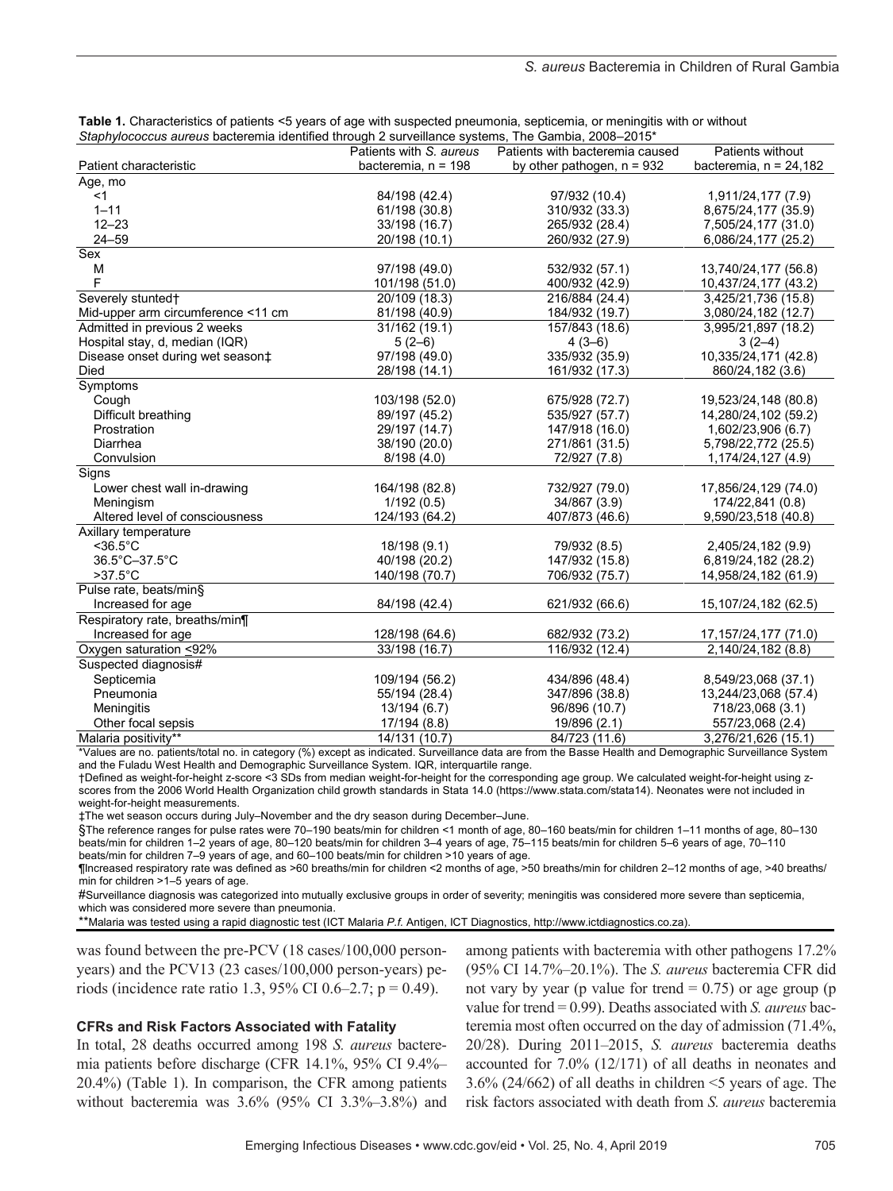**Table 1.** Characteristics of patients <5 years of age with suspected pneumonia, septicemia, or meningitis with or without *Staphylococcus aureus* bacteremia identified through 2 surveillance systems, The Gambia, 2008–2015*

| Patient characteristic | Patients with *S. aureus* bacteremia, n = 198 | Patients with bacteremia caused by other pathogen, n = 932 | Patients without bacteremia, n = 24,182 |
|---|---|---|---|
| Age, mo | | | |
| <1 | 84/198 (42.4) | 97/932 (10.4) | 1,911/24,177 (7.9) |
| 1–11 | 61/198 (30.8) | 310/932 (33.3) | 8,675/24,177 (35.9) |
| 12–23 | 33/198 (16.7) | 265/932 (28.4) | 7,505/24,177 (31.0) |
| 24–59 | 20/198 (10.1) | 260/932 (27.9) | 6,086/24,177 (25.2) |
| Sex | | | |
| M | 97/198 (49.0) | 532/932 (57.1) | 13,740/24,177 (56.8) |
| F | 101/198 (51.0) | 400/932 (42.9) | 10,437/24,177 (43.2) |
| Severely stunted† | 20/109 (18.3) | 216/884 (24.4) | 3,425/21,736 (15.8) |
| Mid-upper arm circumference <11 cm | 81/198 (40.9) | 184/932 (19.7) | 3,080/24,182 (12.7) |
| Admitted in previous 2 weeks | 31/162 (19.1) | 157/843 (18.6) | 3,995/21,897 (18.2) |
| Hospital stay, d, median (IQR) | 5 (2–6) | 4 (3–6) | 3 (2–4) |
| Disease onset during wet season‡ | 97/198 (49.0) | 335/932 (35.9) | 10,335/24,171 (42.8) |
| Died | 28/198 (14.1) | 161/932 (17.3) | 860/24,182 (3.6) |
| Symptoms | | | |
| Cough | 103/198 (52.0) | 675/928 (72.7) | 19,523/24,148 (80.8) |
| Difficult breathing | 89/197 (45.2) | 535/927 (57.7) | 14,280/24,102 (59.2) |
| Prostration | 29/197 (14.7) | 147/918 (16.0) | 1,602/23,906 (6.7) |
| Diarrhea | 38/190 (20.0) | 271/861 (31.5) | 5,798/22,772 (25.5) |
| Convulsion | 8/198 (4.0) | 72/927 (7.8) | 1,174/24,127 (4.9) |
| Signs | | | |
| Lower chest wall in-drawing | 164/198 (82.8) | 732/927 (79.0) | 17,856/24,129 (74.0) |
| Meningism | 1/192 (0.5) | 34/867 (3.9) | 174/22,841 (0.8) |
| Altered level of consciousness | 124/193 (64.2) | 407/873 (46.6) | 9,590/23,518 (40.8) |
| Axillary temperature | | | |
| <36.5°C | 18/198 (9.1) | 79/932 (8.5) | 2,405/24,182 (9.9) |
| 36.5°C–37.5°C | 40/198 (20.2) | 147/932 (15.8) | 6,819/24,182 (28.2) |
| >37.5°C | 140/198 (70.7) | 706/932 (75.7) | 14,958/24,182 (61.9) |
| Pulse rate, beats/min§ | | | |
| Increased for age | 84/198 (42.4) | 621/932 (66.6) | 15,107/24,182 (62.5) |
| Respiratory rate, breaths/min¶ | | | |
| Increased for age | 128/198 (64.6) | 682/932 (73.2) | 17,157/24,177 (71.0) |
| Oxygen saturation ≤92% | 33/198 (16.7) | 116/932 (12.4) | 2,140/24,182 (8.8) |
| Suspected diagnosis# | | | |
| Septicemia | 109/194 (56.2) | 434/896 (48.4) | 8,549/23,068 (37.1) |
| Pneumonia | 55/194 (28.4) | 347/896 (38.8) | 13,244/23,068 (57.4) |
| Meningitis | 13/194 (6.7) | 96/896 (10.7) | 718/23,068 (3.1) |
| Other focal sepsis | 17/194 (8.8) | 19/896 (2.1) | 557/23,068 (2.4) |
| Malaria positivity** | 14/131 (10.7) | 84/723 (11.6) | 3,276/21,626 (15.1) |

*Values are no. patients/total no. in category (%) except as indicated. Surveillance data are from the Basse Health and Demographic Surveillance System and the Fuladu West Health and Demographic Surveillance System. IQR, interquartile range.
†Defined as weight-for-height z-score <3 SDs from median weight-for-height for the corresponding age group. We calculated weight-for-height using z-scores from the 2006 World Health Organization child growth standards in Stata 14.0 (https://www.stata.com/stata14). Neonates were not included in weight-for-height measurements.
‡The wet season occurs during July–November and the dry season during December–June.
§The reference ranges for pulse rates were 70–190 beats/min for children <1 month of age, 80–160 beats/min for children 1–11 months of age, 80–130 beats/min for children 1–2 years of age, 80–120 beats/min for children 3–4 years of age, 75–115 beats/min for children 5–6 years of age, 70–110 beats/min for children 7–9 years of age, and 60–100 beats/min for children >10 years of age.
¶Increased respiratory rate was defined as >60 breaths/min for children <2 months of age, >50 breaths/min for children 2–12 months of age, >40 breaths/min for children >1–5 years of age.
#Surveillance diagnosis was categorized into mutually exclusive groups in order of severity; meningitis was considered more severe than septicemia, which was considered more severe than pneumonia.
**Malaria was tested using a rapid diagnostic test (ICT Malaria *P.f.* Antigen, ICT Diagnostics, http://www.ictdiagnostics.co.za).

was found between the pre-PCV (18 cases/100,000 person-years) and the PCV13 (23 cases/100,000 person-years) periods (incidence rate ratio 1.3, 95% CI 0.6–2.7; p = 0.49).

### CFRs and Risk Factors Associated with Fatality

In total, 28 deaths occurred among 198 *S. aureus* bacteremia patients before discharge (CFR 14.1%, 95% CI 9.4%–20.4%) (Table 1). In comparison, the CFR among patients without bacteremia was 3.6% (95% CI 3.3%–3.8%) and among patients with bacteremia with other pathogens 17.2% (95% CI 14.7%–20.1%). The *S. aureus* bacteremia CFR did not vary by year (p value for trend = 0.75) or age group (p value for trend = 0.99). Deaths associated with *S. aureus* bacteremia most often occurred on the day of admission (71.4%, 20/28). During 2011–2015, *S. aureus* bacteremia deaths accounted for 7.0% (12/171) of all deaths in neonates and 3.6% (24/662) of all deaths in children <5 years of age. The risk factors associated with death from *S. aureus* bacteremia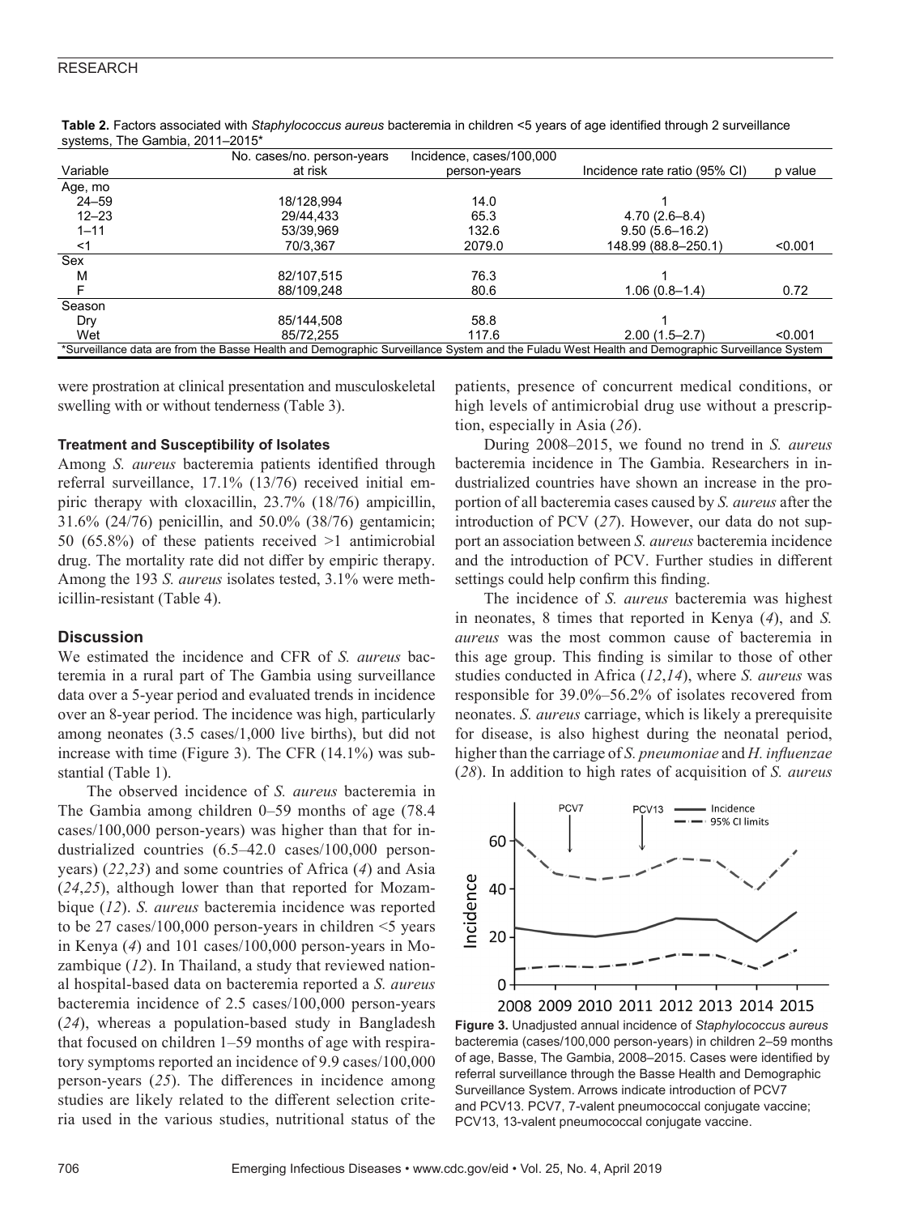**Table 2.** Factors associated with *Staphylococcus aureus* bacteremia in children <5 years of age identified through 2 surveillance systems, The Gambia, 2011–2015*

| Variable | No. cases/no. person-years at risk | Incidence, cases/100,000 person-years | Incidence rate ratio (95% CI) | p value |
|---|---|---|---|---|
| Age, mo | | | | |
| 24–59 | 18/128,994 | 14.0 | 1 | |
| 12–23 | 29/44,433 | 65.3 | 4.70 (2.6–8.4) | |
| 1–11 | 53/39,969 | 132.6 | 9.50 (5.6–16.2) | |
| <1 | 70/3,367 | 2079.0 | 148.99 (88.8–250.1) | <0.001 |
| Sex | | | | |
| M | 82/107,515 | 76.3 | 1 | |
| F | 88/109,248 | 80.6 | 1.06 (0.8–1.4) | 0.72 |
| Season | | | | |
| Dry | 85/144,508 | 58.8 | 1 | |
| Wet | 85/72,255 | 117.6 | 2.00 (1.5–2.7) | <0.001 |

*Surveillance data are from the Basse Health and Demographic Surveillance System and the Fuladu West Health and Demographic Surveillance System

were prostration at clinical presentation and musculoskeletal swelling with or without tenderness (Table 3).

#### Treatment and Susceptibility of Isolates

Among *S. aureus* bacteremia patients identified through referral surveillance, 17.1% (13/76) received initial empiric therapy with cloxacillin, 23.7% (18/76) ampicillin, 31.6% (24/76) penicillin, and 50.0% (38/76) gentamicin; 50 (65.8%) of these patients received >1 antimicrobial drug. The mortality rate did not differ by empiric therapy. Among the 193 *S. aureus* isolates tested, 3.1% were methicillin-resistant (Table 4).

## Discussion

We estimated the incidence and CFR of *S. aureus* bacteremia in a rural part of The Gambia using surveillance data over a 5-year period and evaluated trends in incidence over an 8-year period. The incidence was high, particularly among neonates (3.5 cases/1,000 live births), but did not increase with time (Figure 3). The CFR (14.1%) was substantial (Table 1).

The observed incidence of *S. aureus* bacteremia in The Gambia among children 0–59 months of age (78.4 cases/100,000 person-years) was higher than that for industrialized countries (6.5–42.0 cases/100,000 person-years) (*22*,*23*) and some countries of Africa (*4*) and Asia (*24*,*25*), although lower than that reported for Mozambique (*12*). *S. aureus* bacteremia incidence was reported to be 27 cases/100,000 person-years in children <5 years in Kenya (*4*) and 101 cases/100,000 person-years in Mozambique (*12*). In Thailand, a study that reviewed national hospital-based data on bacteremia reported a *S. aureus* bacteremia incidence of 2.5 cases/100,000 person-years (*24*), whereas a population-based study in Bangladesh that focused on children 1–59 months of age with respiratory symptoms reported an incidence of 9.9 cases/100,000 person-years (*25*). The differences in incidence among studies are likely related to the different selection criteria used in the various studies, nutritional status of the patients, presence of concurrent medical conditions, or high levels of antimicrobial drug use without a prescription, especially in Asia (*26*).

During 2008–2015, we found no trend in *S. aureus* bacteremia incidence in The Gambia. Researchers in industrialized countries have shown an increase in the proportion of all bacteremia cases caused by *S. aureus* after the introduction of PCV (*27*). However, our data do not support an association between *S. aureus* bacteremia incidence and the introduction of PCV. Further studies in different settings could help confirm this finding.

The incidence of *S. aureus* bacteremia was highest in neonates, 8 times that reported in Kenya (*4*), and *S. aureus* was the most common cause of bacteremia in this age group. This finding is similar to those of other studies conducted in Africa (*12*,*14*), where *S. aureus* was responsible for 39.0%–56.2% of isolates recovered from neonates. *S. aureus* carriage, which is likely a prerequisite for disease, is also highest during the neonatal period, higher than the carriage of *S. pneumoniae* and *H. influenzae* (*28*). In addition to high rates of acquisition of *S. aureus*

**Figure 3.** Unadjusted annual incidence of *Staphylococcus aureus* bacteremia (cases/100,000 person-years) in children 2–59 months of age, Basse, The Gambia, 2008–2015. Cases were identified by referral surveillance through the Basse Health and Demographic Surveillance System. Arrows indicate introduction of PCV7 and PCV13. PCV7, 7-valent pneumococcal conjugate vaccine; PCV13, 13-valent pneumococcal conjugate vaccine.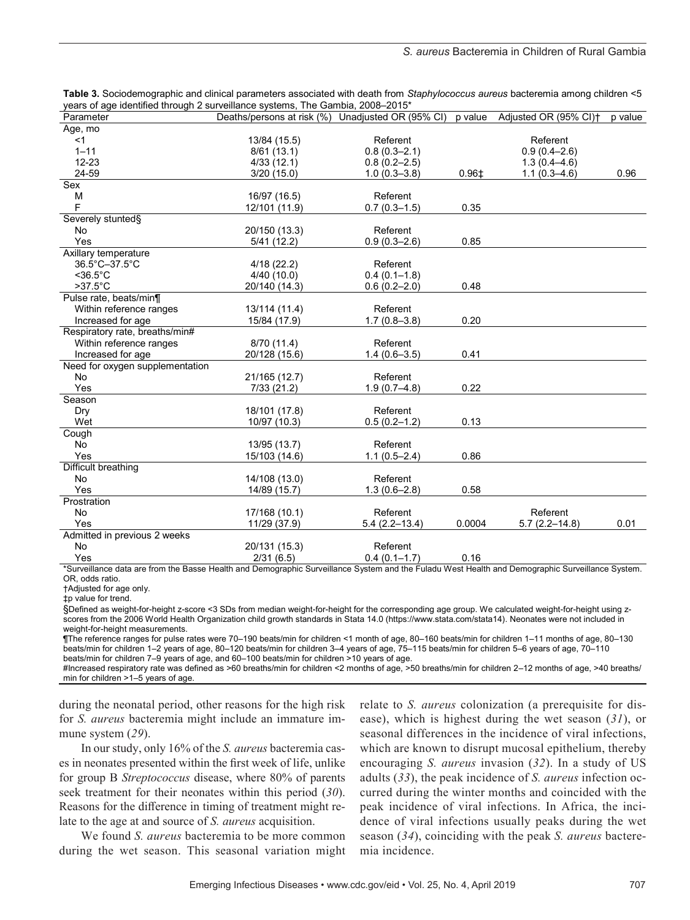**Table 3.** Sociodemographic and clinical parameters associated with death from *Staphylococcus aureus* bacteremia among children <5 years of age identified through 2 surveillance systems, The Gambia, 2008–2015*

| Parameter | Deaths/persons at risk (%) | Unadjusted OR (95% CI) | p value | Adjusted OR (95% CI)† | p value |
|---|---|---|---|---|---|
| Age, mo | | | | | |
| <1 | 13/84 (15.5) | Referent | | Referent | |
| 1–11 | 8/61 (13.1) | 0.8 (0.3–2.1) | | 0.9 (0.4–2.6) | |
| 12-23 | 4/33 (12.1) | 0.8 (0.2–2.5) | | 1.3 (0.4–4.6) | |
| 24-59 | 3/20 (15.0) | 1.0 (0.3–3.8) | 0.96‡ | 1.1 (0.3–4.6) | 0.96 |
| Sex | | | | | |
| M | 16/97 (16.5) | Referent | | | |
| F | 12/101 (11.9) | 0.7 (0.3–1.5) | 0.35 | | |
| Severely stunted§ | | | | | |
| No | 20/150 (13.3) | Referent | | | |
| Yes | 5/41 (12.2) | 0.9 (0.3–2.6) | 0.85 | | |
| Axillary temperature | | | | | |
| 36.5°C–37.5°C | 4/18 (22.2) | Referent | | | |
| <36.5°C | 4/40 (10.0) | 0.4 (0.1–1.8) | | | |
| >37.5°C | 20/140 (14.3) | 0.6 (0.2–2.0) | 0.48 | | |
| Pulse rate, beats/min¶ | | | | | |
| Within reference ranges | 13/114 (11.4) | Referent | | | |
| Increased for age | 15/84 (17.9) | 1.7 (0.8–3.8) | 0.20 | | |
| Respiratory rate, breaths/min# | | | | | |
| Within reference ranges | 8/70 (11.4) | Referent | | | |
| Increased for age | 20/128 (15.6) | 1.4 (0.6–3.5) | 0.41 | | |
| Need for oxygen supplementation | | | | | |
| No | 21/165 (12.7) | Referent | | | |
| Yes | 7/33 (21.2) | 1.9 (0.7–4.8) | 0.22 | | |
| Season | | | | | |
| Dry | 18/101 (17.8) | Referent | | | |
| Wet | 10/97 (10.3) | 0.5 (0.2–1.2) | 0.13 | | |
| Cough | | | | | |
| No | 13/95 (13.7) | Referent | | | |
| Yes | 15/103 (14.6) | 1.1 (0.5–2.4) | 0.86 | | |
| Difficult breathing | | | | | |
| No | 14/108 (13.0) | Referent | | | |
| Yes | 14/89 (15.7) | 1.3 (0.6–2.8) | 0.58 | | |
| Prostration | | | | | |
| No | 17/168 (10.1) | Referent | | Referent | |
| Yes | 11/29 (37.9) | 5.4 (2.2–13.4) | 0.0004 | 5.7 (2.2–14.8) | 0.01 |
| Admitted in previous 2 weeks | | | | | |
| No | 20/131 (15.3) | Referent | | | |
| Yes | 2/31 (6.5) | 0.4 (0.1–1.7) | 0.16 | | |

*Surveillance data are from the Basse Health and Demographic Surveillance System and the Fuladu West Health and Demographic Surveillance System. OR, odds ratio.
†Adjusted for age only.
‡p value for trend.
§Defined as weight-for-height z-score <3 SDs from median weight-for-height for the corresponding age group. We calculated weight-for-height using z-scores from the 2006 World Health Organization child growth standards in Stata 14.0 (https://www.stata.com/stata14). Neonates were not included in weight-for-height measurements.
¶The reference ranges for pulse rates were 70–190 beats/min for children <1 month of age, 80–160 beats/min for children 1–11 months of age, 80–130 beats/min for children 1–2 years of age, 80–120 beats/min for children 3–4 years of age, 75–115 beats/min for children 5–6 years of age, 70–110 beats/min for children 7–9 years of age, and 60–100 beats/min for children >10 years of age.
#Increased respiratory rate was defined as >60 breaths/min for children <2 months of age, >50 breaths/min for children 2–12 months of age, >40 breaths/min for children >1–5 years of age.

during the neonatal period, other reasons for the high risk for *S. aureus* bacteremia might include an immature immune system (*29*).

In our study, only 16% of the *S. aureus* bacteremia cases in neonates presented within the first week of life, unlike for group B *Streptococcus* disease, where 80% of parents seek treatment for their neonates within this period (*30*). Reasons for the difference in timing of treatment might relate to the age at and source of *S. aureus* acquisition.

We found *S. aureus* bacteremia to be more common during the wet season. This seasonal variation might relate to *S. aureus* colonization (a prerequisite for disease), which is highest during the wet season (*31*), or seasonal differences in the incidence of viral infections, which are known to disrupt mucosal epithelium, thereby encouraging *S. aureus* invasion (*32*). In a study of US adults (*33*), the peak incidence of *S. aureus* infection occurred during the winter months and coincided with the peak incidence of viral infections. In Africa, the incidence of viral infections usually peaks during the wet season (*34*), coinciding with the peak *S. aureus* bacteremia incidence.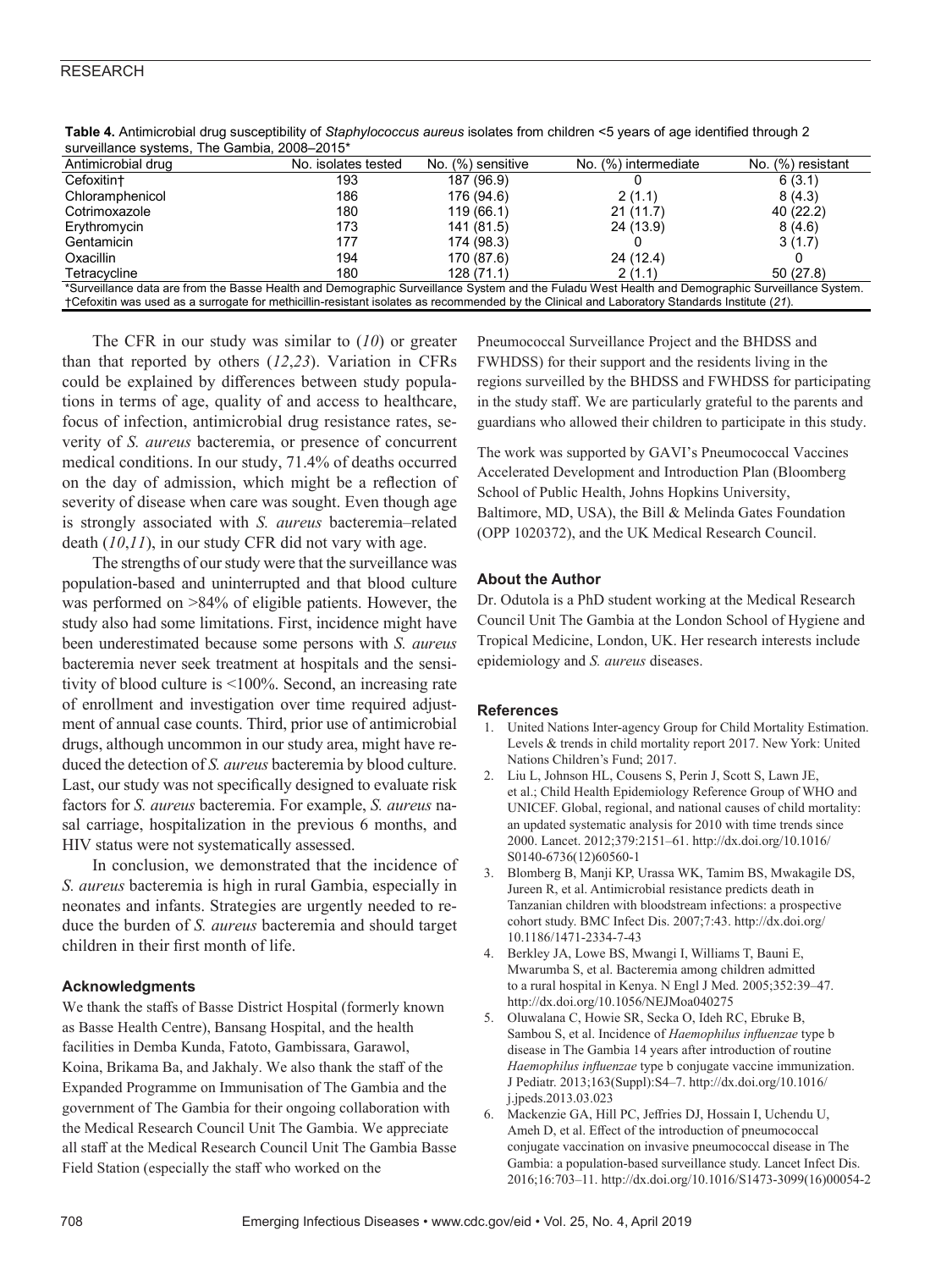**Table 4.** Antimicrobial drug susceptibility of *Staphylococcus aureus* isolates from children <5 years of age identified through 2 surveillance systems, The Gambia, 2008–2015*

| Antimicrobial drug | No. isolates tested | No. (%) sensitive | No. (%) intermediate | No. (%) resistant |
| --- | --- | --- | --- | --- |
| Cefoxitin† | 193 | 187 (96.9) | 0 | 6 (3.1) |
| Chloramphenicol | 186 | 176 (94.6) | 2 (1.1) | 8 (4.3) |
| Cotrimoxazole | 180 | 119 (66.1) | 21 (11.7) | 40 (22.2) |
| Erythromycin | 173 | 141 (81.5) | 24 (13.9) | 8 (4.6) |
| Gentamicin | 177 | 174 (98.3) | 0 | 3 (1.7) |
| Oxacillin | 194 | 170 (87.6) | 24 (12.4) | 0 |
| Tetracycline | 180 | 128 (71.1) | 2 (1.1) | 50 (27.8) |

*Surveillance data are from the Basse Health and Demographic Surveillance System and the Fuladu West Health and Demographic Surveillance System.
†Cefoxitin was used as a surrogate for methicillin-resistant isolates as recommended by the Clinical and Laboratory Standards Institute (*21*).

The CFR in our study was similar to (*10*) or greater than that reported by others (*12*,*23*). Variation in CFRs could be explained by differences between study populations in terms of age, quality of and access to healthcare, focus of infection, antimicrobial drug resistance rates, severity of *S. aureus* bacteremia, or presence of concurrent medical conditions. In our study, 71.4% of deaths occurred on the day of admission, which might be a reflection of severity of disease when care was sought. Even though age is strongly associated with *S. aureus* bacteremia–related death (*10*,*11*), in our study CFR did not vary with age.

The strengths of our study were that the surveillance was population-based and uninterrupted and that blood culture was performed on >84% of eligible patients. However, the study also had some limitations. First, incidence might have been underestimated because some persons with *S. aureus* bacteremia never seek treatment at hospitals and the sensitivity of blood culture is <100%. Second, an increasing rate of enrollment and investigation over time required adjustment of annual case counts. Third, prior use of antimicrobial drugs, although uncommon in our study area, might have reduced the detection of *S. aureus* bacteremia by blood culture. Last, our study was not specifically designed to evaluate risk factors for *S. aureus* bacteremia. For example, *S. aureus* nasal carriage, hospitalization in the previous 6 months, and HIV status were not systematically assessed.

In conclusion, we demonstrated that the incidence of *S. aureus* bacteremia is high in rural Gambia, especially in neonates and infants. Strategies are urgently needed to reduce the burden of *S. aureus* bacteremia and should target children in their first month of life.

### Acknowledgments

We thank the staffs of Basse District Hospital (formerly known as Basse Health Centre), Bansang Hospital, and the health facilities in Demba Kunda, Fatoto, Gambissara, Garawol, Koina, Brikama Ba, and Jakhaly. We also thank the staff of the Expanded Programme on Immunisation of The Gambia and the government of The Gambia for their ongoing collaboration with the Medical Research Council Unit The Gambia. We appreciate all staff at the Medical Research Council Unit The Gambia Basse Field Station (especially the staff who worked on the Pneumococcal Surveillance Project and the BHDSS and FWHDSS) for their support and the residents living in the regions surveilled by the BHDSS and FWHDSS for participating in the study staff. We are particularly grateful to the parents and guardians who allowed their children to participate in this study.

The work was supported by GAVI's Pneumococcal Vaccines Accelerated Development and Introduction Plan (Bloomberg School of Public Health, Johns Hopkins University, Baltimore, MD, USA), the Bill & Melinda Gates Foundation (OPP 1020372), and the UK Medical Research Council.

### About the Author

Dr. Odutola is a PhD student working at the Medical Research Council Unit The Gambia at the London School of Hygiene and Tropical Medicine, London, UK. Her research interests include epidemiology and *S. aureus* diseases.

### References

1. United Nations Inter-agency Group for Child Mortality Estimation. Levels & trends in child mortality report 2017. New York: United Nations Children's Fund; 2017.
2. Liu L, Johnson HL, Cousens S, Perin J, Scott S, Lawn JE, et al.; Child Health Epidemiology Reference Group of WHO and UNICEF. Global, regional, and national causes of child mortality: an updated systematic analysis for 2010 with time trends since 2000. Lancet. 2012;379:2151–61. http://dx.doi.org/10.1016/S0140-6736(12)60560-1
3. Blomberg B, Manji KP, Urassa WK, Tamim BS, Mwakagile DS, Jureen R, et al. Antimicrobial resistance predicts death in Tanzanian children with bloodstream infections: a prospective cohort study. BMC Infect Dis. 2007;7:43. http://dx.doi.org/10.1186/1471-2334-7-43
4. Berkley JA, Lowe BS, Mwangi I, Williams T, Bauni E, Mwarumba S, et al. Bacteremia among children admitted to a rural hospital in Kenya. N Engl J Med. 2005;352:39–47. http://dx.doi.org/10.1056/NEJMoa040275
5. Oluwalana C, Howie SR, Secka O, Ideh RC, Ebruke B, Sambou S, et al. Incidence of *Haemophilus influenzae* type b disease in The Gambia 14 years after introduction of routine *Haemophilus influenzae* type b conjugate vaccine immunization. J Pediatr. 2013;163(Suppl):S4–7. http://dx.doi.org/10.1016/j.jpeds.2013.03.023
6. Mackenzie GA, Hill PC, Jeffries DJ, Hossain I, Uchendu U, Ameh D, et al. Effect of the introduction of pneumococcal conjugate vaccination on invasive pneumococcal disease in The Gambia: a population-based surveillance study. Lancet Infect Dis. 2016;16:703–11. http://dx.doi.org/10.1016/S1473-3099(16)00054-2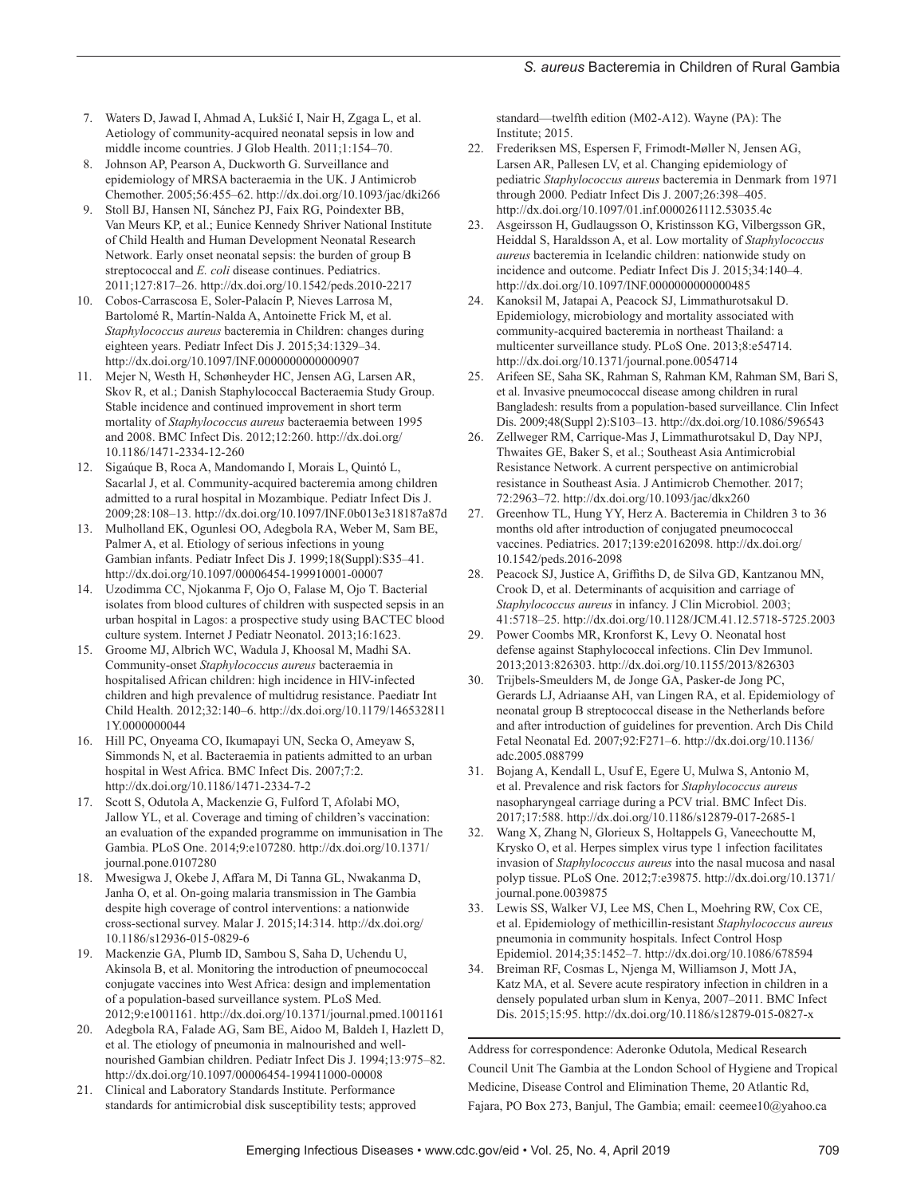7. Waters D, Jawad I, Ahmad A, Lukšić I, Nair H, Zgaga L, et al. Aetiology of community-acquired neonatal sepsis in low and middle income countries. J Glob Health. 2011;1:154–70.
8. Johnson AP, Pearson A, Duckworth G. Surveillance and epidemiology of MRSA bacteraemia in the UK. J Antimicrob Chemother. 2005;56:455–62. http://dx.doi.org/10.1093/jac/dki266
9. Stoll BJ, Hansen NI, Sánchez PJ, Faix RG, Poindexter BB, Van Meurs KP, et al.; Eunice Kennedy Shriver National Institute of Child Health and Human Development Neonatal Research Network. Early onset neonatal sepsis: the burden of group B streptococcal and *E. coli* disease continues. Pediatrics. 2011;127:817–26. http://dx.doi.org/10.1542/peds.2010-2217
10. Cobos-Carrascosa E, Soler-Palacín P, Nieves Larrosa M, Bartolomé R, Martín-Nalda A, Antoinette Frick M, et al. *Staphylococcus aureus* bacteremia in Children: changes during eighteen years. Pediatr Infect Dis J. 2015;34:1329–34. http://dx.doi.org/10.1097/INF.0000000000000907
11. Mejer N, Westh H, Schønheyder HC, Jensen AG, Larsen AR, Skov R, et al.; Danish Staphylococcal Bacteraemia Study Group. Stable incidence and continued improvement in short term mortality of *Staphylococcus aureus* bacteraemia between 1995 and 2008. BMC Infect Dis. 2012;12:260. http://dx.doi.org/10.1186/1471-2334-12-260
12. Sigaúque B, Roca A, Mandomando I, Morais L, Quintó L, Sacarlal J, et al. Community-acquired bacteremia among children admitted to a rural hospital in Mozambique. Pediatr Infect Dis J. 2009;28:108–13. http://dx.doi.org/10.1097/INF.0b013e318187a87d
13. Mulholland EK, Ogunlesi OO, Adegbola RA, Weber M, Sam BE, Palmer A, et al. Etiology of serious infections in young Gambian infants. Pediatr Infect Dis J. 1999;18(Suppl):S35–41. http://dx.doi.org/10.1097/00006454-199910001-00007
14. Uzodimma CC, Njokanma F, Ojo O, Falase M, Ojo T. Bacterial isolates from blood cultures of children with suspected sepsis in an urban hospital in Lagos: a prospective study using BACTEC blood culture system. Internet J Pediatr Neonatol. 2013;16:1623.
15. Groome MJ, Albrich WC, Wadula J, Khoosal M, Madhi SA. Community-onset *Staphylococcus aureus* bacteraemia in hospitalised African children: high incidence in HIV-infected children and high prevalence of multidrug resistance. Paediatr Int Child Health. 2012;32:140–6. http://dx.doi.org/10.1179/1465328111Y.0000000044
16. Hill PC, Onyeama CO, Ikumapayi UN, Secka O, Ameyaw S, Simmonds N, et al. Bacteraemia in patients admitted to an urban hospital in West Africa. BMC Infect Dis. 2007;7:2. http://dx.doi.org/10.1186/1471-2334-7-2
17. Scott S, Odutola A, Mackenzie G, Fulford T, Afolabi MO, Jallow YL, et al. Coverage and timing of children's vaccination: an evaluation of the expanded programme on immunisation in The Gambia. PLoS One. 2014;9:e107280. http://dx.doi.org/10.1371/journal.pone.0107280
18. Mwesigwa J, Okebe J, Affara M, Di Tanna GL, Nwakanma D, Janha O, et al. On-going malaria transmission in The Gambia despite high coverage of control interventions: a nationwide cross-sectional survey. Malar J. 2015;14:314. http://dx.doi.org/10.1186/s12936-015-0829-6
19. Mackenzie GA, Plumb ID, Sambou S, Saha D, Uchendu U, Akinsola B, et al. Monitoring the introduction of pneumococcal conjugate vaccines into West Africa: design and implementation of a population-based surveillance system. PLoS Med. 2012;9:e1001161. http://dx.doi.org/10.1371/journal.pmed.1001161
20. Adegbola RA, Falade AG, Sam BE, Aidoo M, Baldeh I, Hazlett D, et al. The etiology of pneumonia in malnourished and well-nourished Gambian children. Pediatr Infect Dis J. 1994;13:975–82. http://dx.doi.org/10.1097/00006454-199411000-00008
21. Clinical and Laboratory Standards Institute. Performance standards for antimicrobial disk susceptibility tests; approved standard—twelfth edition (M02-A12). Wayne (PA): The Institute; 2015.
22. Frederiksen MS, Espersen F, Frimodt-Møller N, Jensen AG, Larsen AR, Pallesen LV, et al. Changing epidemiology of pediatric *Staphylococcus aureus* bacteremia in Denmark from 1971 through 2000. Pediatr Infect Dis J. 2007;26:398–405. http://dx.doi.org/10.1097/01.inf.0000261112.53035.4c
23. Asgeirsson H, Gudlaugsson O, Kristinsson KG, Vilbergsson GR, Heiddal S, Haraldsson A, et al. Low mortality of *Staphylococcus aureus* bacteremia in Icelandic children: nationwide study on incidence and outcome. Pediatr Infect Dis J. 2015;34:140–4. http://dx.doi.org/10.1097/INF.0000000000000485
24. Kanoksil M, Jatapai A, Peacock SJ, Limmathurotsakul D. Epidemiology, microbiology and mortality associated with community-acquired bacteremia in northeast Thailand: a multicenter surveillance study. PLoS One. 2013;8:e54714. http://dx.doi.org/10.1371/journal.pone.0054714
25. Arifeen SE, Saha SK, Rahman S, Rahman KM, Rahman SM, Bari S, et al. Invasive pneumococcal disease among children in rural Bangladesh: results from a population-based surveillance. Clin Infect Dis. 2009;48(Suppl 2):S103–13. http://dx.doi.org/10.1086/596543
26. Zellweger RM, Carrique-Mas J, Limmathurotsakul D, Day NPJ, Thwaites GE, Baker S, et al.; Southeast Asia Antimicrobial Resistance Network. A current perspective on antimicrobial resistance in Southeast Asia. J Antimicrob Chemother. 2017;72:2963–72. http://dx.doi.org/10.1093/jac/dkx260
27. Greenhow TL, Hung YY, Herz A. Bacteremia in Children 3 to 36 months old after introduction of conjugated pneumococcal vaccines. Pediatrics. 2017;139:e20162098. http://dx.doi.org/10.1542/peds.2016-2098
28. Peacock SJ, Justice A, Griffiths D, de Silva GD, Kantzanou MN, Crook D, et al. Determinants of acquisition and carriage of *Staphylococcus aureus* in infancy. J Clin Microbiol. 2003;41:5718–25. http://dx.doi.org/10.1128/JCM.41.12.5718-5725.2003
29. Power Coombs MR, Kronforst K, Levy O. Neonatal host defense against Staphylococcal infections. Clin Dev Immunol. 2013;2013:826303. http://dx.doi.org/10.1155/2013/826303
30. Trijbels-Smeulders M, de Jonge GA, Pasker-de Jong PC, Gerards LJ, Adriaanse AH, van Lingen RA, et al. Epidemiology of neonatal group B streptococcal disease in the Netherlands before and after introduction of guidelines for prevention. Arch Dis Child Fetal Neonatal Ed. 2007;92:F271–6. http://dx.doi.org/10.1136/adc.2005.088799
31. Bojang A, Kendall L, Usuf E, Egere U, Mulwa S, Antonio M, et al. Prevalence and risk factors for *Staphylococcus aureus* nasopharyngeal carriage during a PCV trial. BMC Infect Dis. 2017;17:588. http://dx.doi.org/10.1186/s12879-017-2685-1
32. Wang X, Zhang N, Glorieux S, Holtappels G, Vaneechoutte M, Krysko O, et al. Herpes simplex virus type 1 infection facilitates invasion of *Staphylococcus aureus* into the nasal mucosa and nasal polyp tissue. PLoS One. 2012;7:e39875. http://dx.doi.org/10.1371/journal.pone.0039875
33. Lewis SS, Walker VJ, Lee MS, Chen L, Moehring RW, Cox CE, et al. Epidemiology of methicillin-resistant *Staphylococcus aureus* pneumonia in community hospitals. Infect Control Hosp Epidemiol. 2014;35:1452–7. http://dx.doi.org/10.1086/678594
34. Breiman RF, Cosmas L, Njenga M, Williamson J, Mott JA, Katz MA, et al. Severe acute respiratory infection in children in a densely populated urban slum in Kenya, 2007–2011. BMC Infect Dis. 2015;15:95. http://dx.doi.org/10.1186/s12879-015-0827-x

Address for correspondence: Aderonke Odutola, Medical Research Council Unit The Gambia at the London School of Hygiene and Tropical Medicine, Disease Control and Elimination Theme, 20 Atlantic Rd, Fajara, PO Box 273, Banjul, The Gambia; email: ceemee10@yahoo.ca